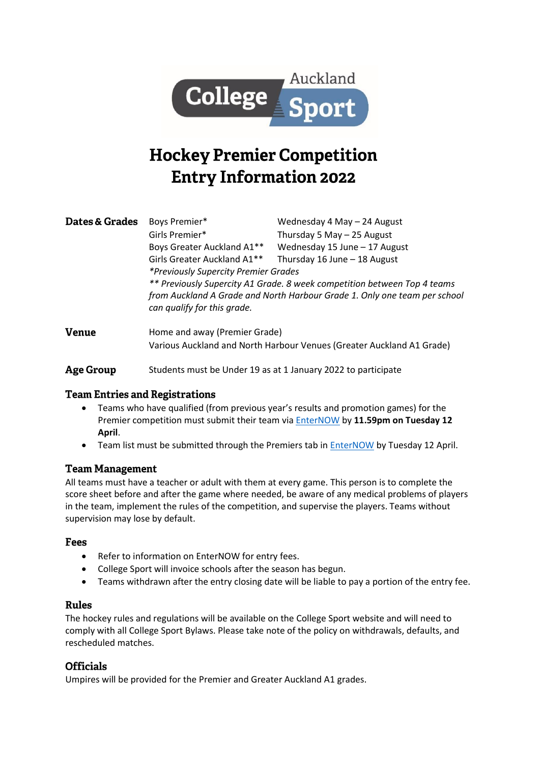# Hockey Premier Competition Entry Information 2022

| **Dates & Grades** | | |
|---|---|---|
| | Boys Premier* | Wednesday 4 May – 24 August |
| | Girls Premier* | Thursday 5 May – 25 August |
| | Boys Greater Auckland A1** | Wednesday 15 June – 17 August |
| | Girls Greater Auckland A1** | Thursday 16 June – 18 August |

*\*Previously Supercity Premier Grades*

*\*\* Previously Supercity A1 Grade. 8 week competition between Top 4 teams from Auckland A Grade and North Harbour Grade 1. Only one team per school can qualify for this grade.*

## Venue

Home and away (Premier Grade)
Various Auckland and North Harbour Venues (Greater Auckland A1 Grade)

## Age Group

Students must be Under 19 as at 1 January 2022 to participate

## Team Entries and Registrations

- Teams who have qualified (from previous year's results and promotion games) for the Premier competition must submit their team via EnterNOW by **11.59pm on Tuesday 12 April**.
- Team list must be submitted through the Premiers tab in EnterNOW by Tuesday 12 April.

## Team Management

All teams must have a teacher or adult with them at every game. This person is to complete the score sheet before and after the game where needed, be aware of any medical problems of players in the team, implement the rules of the competition, and supervise the players. Teams without supervision may lose by default.

## Fees

- Refer to information on EnterNOW for entry fees.
- College Sport will invoice schools after the season has begun.
- Teams withdrawn after the entry closing date will be liable to pay a portion of the entry fee.

## Rules

The hockey rules and regulations will be available on the College Sport website and will need to comply with all College Sport Bylaws. Please take note of the policy on withdrawals, defaults, and rescheduled matches.

## Officials

Umpires will be provided for the Premier and Greater Auckland A1 grades.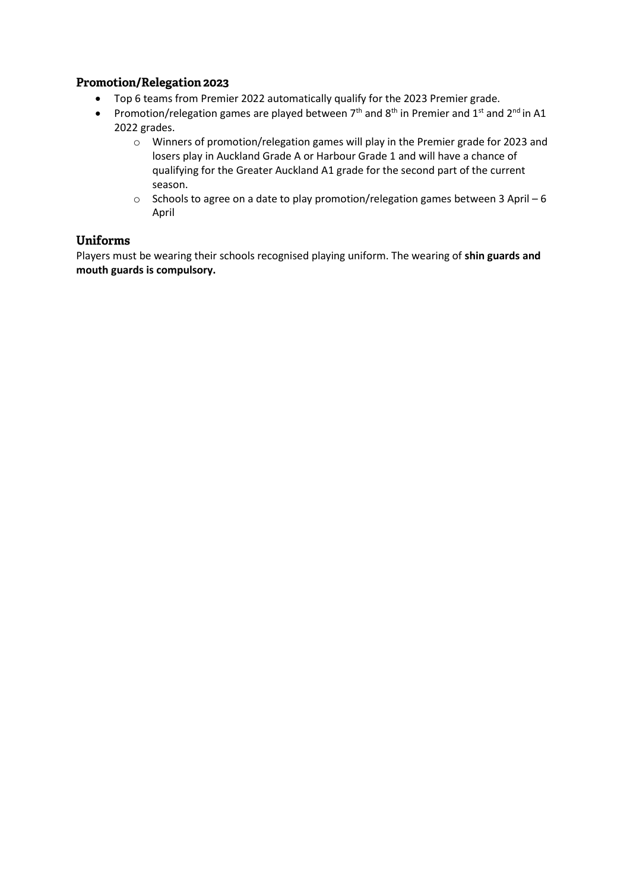## Promotion/Relegation 2023

- Top 6 teams from Premier 2022 automatically qualify for the 2023 Premier grade.
- Promotion/relegation games are played between 7th and 8th in Premier and 1st and 2nd in A1 2022 grades.
    - Winners of promotion/relegation games will play in the Premier grade for 2023 and losers play in Auckland Grade A or Harbour Grade 1 and will have a chance of qualifying for the Greater Auckland A1 grade for the second part of the current season.
    - Schools to agree on a date to play promotion/relegation games between 3 April – 6 April

## Uniforms

Players must be wearing their schools recognised playing uniform. The wearing of **shin guards and mouth guards is compulsory.**